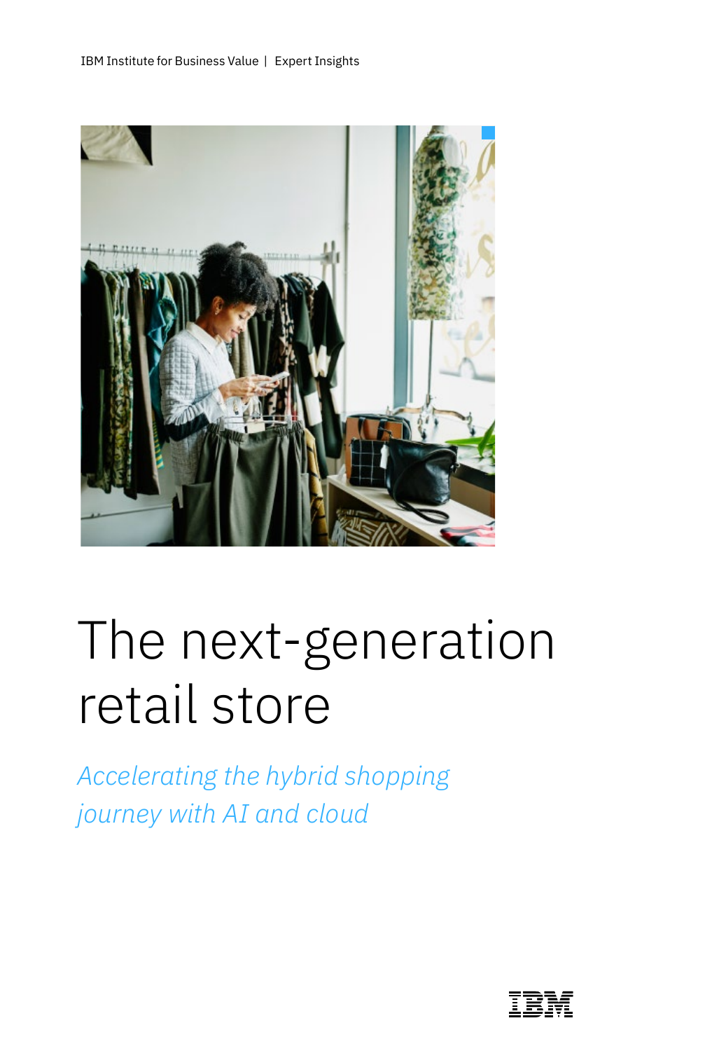IBM Institute for Business Value | Expert Insights

# The next-generation retail store

*Accelerating the hybrid shopping journey with AI and cloud*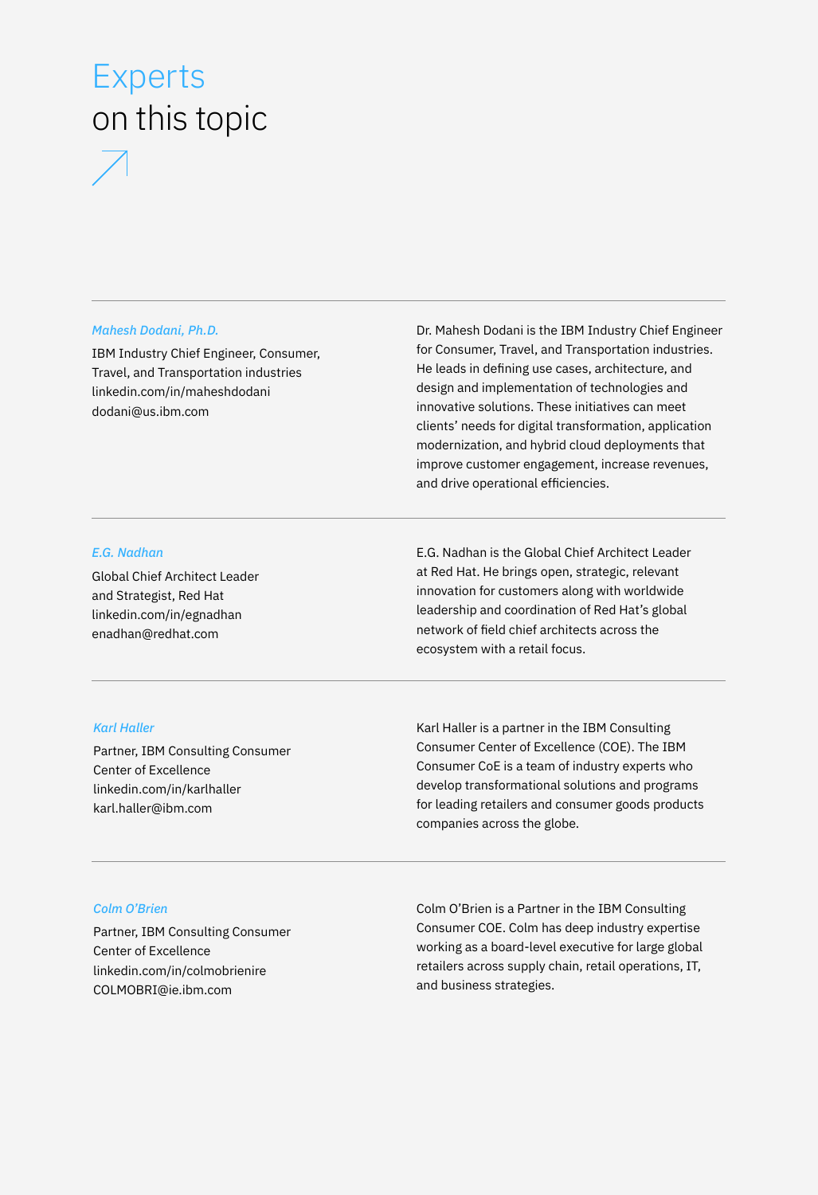# Experts on this topic

*Mahesh Dodani, Ph.D.*

IBM Industry Chief Engineer, Consumer, Travel, and Transportation industries
linkedin.com/in/maheshdodani
dodani@us.ibm.com

Dr. Mahesh Dodani is the IBM Industry Chief Engineer for Consumer, Travel, and Transportation industries. He leads in defining use cases, architecture, and design and implementation of technologies and innovative solutions. These initiatives can meet clients' needs for digital transformation, application modernization, and hybrid cloud deployments that improve customer engagement, increase revenues, and drive operational efficiencies.

---

*E.G. Nadhan*

Global Chief Architect Leader and Strategist, Red Hat
linkedin.com/in/egnadhan
enadhan@redhat.com

E.G. Nadhan is the Global Chief Architect Leader at Red Hat. He brings open, strategic, relevant innovation for customers along with worldwide leadership and coordination of Red Hat's global network of field chief architects across the ecosystem with a retail focus.

---

*Karl Haller*

Partner, IBM Consulting Consumer Center of Excellence
linkedin.com/in/karlhaller
karl.haller@ibm.com

Karl Haller is a partner in the IBM Consulting Consumer Center of Excellence (COE). The IBM Consumer CoE is a team of industry experts who develop transformational solutions and programs for leading retailers and consumer goods products companies across the globe.

---

*Colm O'Brien*

Partner, IBM Consulting Consumer Center of Excellence
linkedin.com/in/colmobrienire
COLMOBRI@ie.ibm.com

Colm O'Brien is a Partner in the IBM Consulting Consumer COE. Colm has deep industry expertise working as a board-level executive for large global retailers across supply chain, retail operations, IT, and business strategies.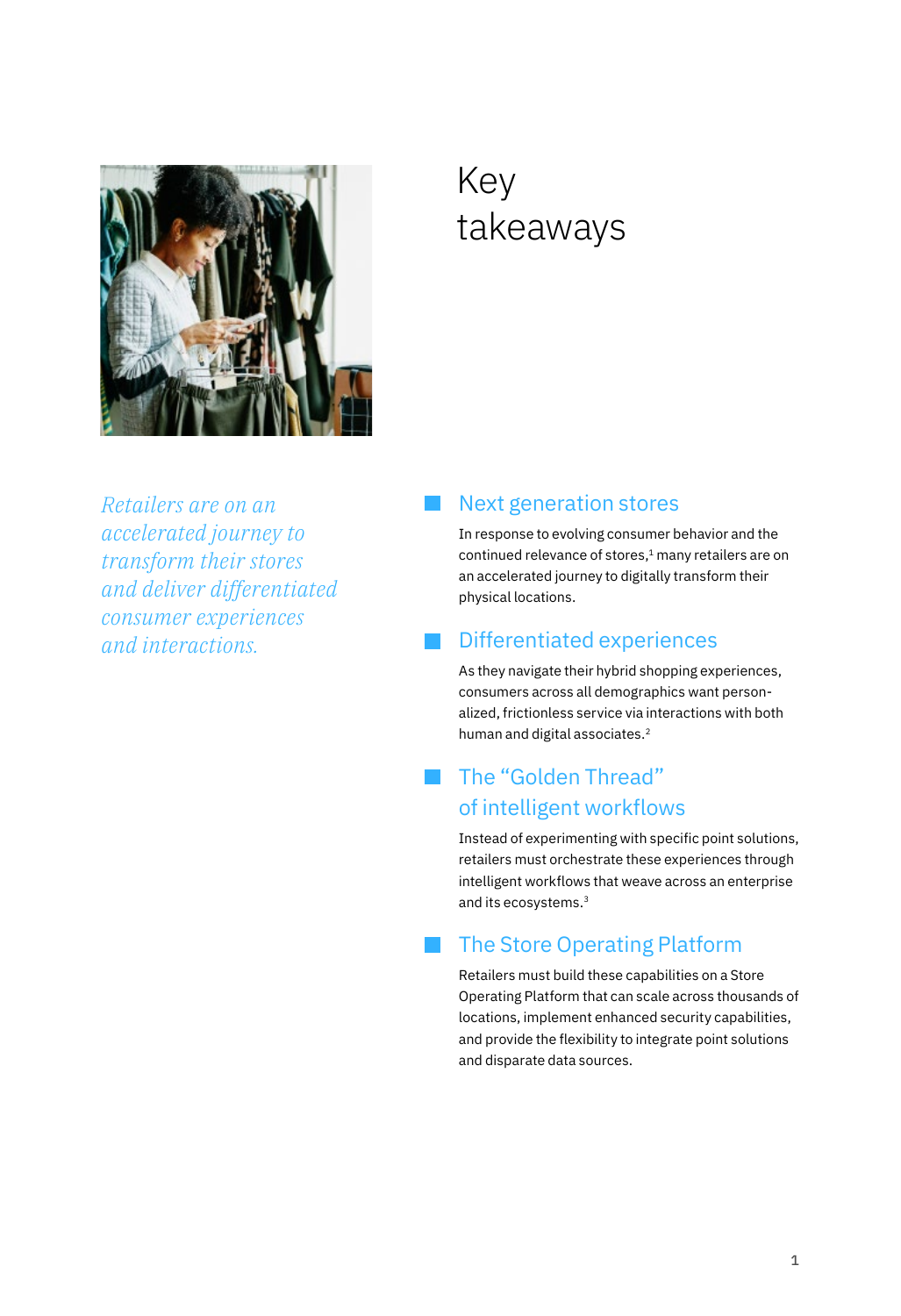# Key takeaways

*Retailers are on an accelerated journey to transform their stores and deliver differentiated consumer experiences and interactions.*

## Next generation stores

In response to evolving consumer behavior and the continued relevance of stores,[1] many retailers are on an accelerated journey to digitally transform their physical locations.

## Differentiated experiences

As they navigate their hybrid shopping experiences, consumers across all demographics want personalized, frictionless service via interactions with both human and digital associates.[2]

## The "Golden Thread" of intelligent workflows

Instead of experimenting with specific point solutions, retailers must orchestrate these experiences through intelligent workflows that weave across an enterprise and its ecosystems.[3]

## The Store Operating Platform

Retailers must build these capabilities on a Store Operating Platform that can scale across thousands of locations, implement enhanced security capabilities, and provide the flexibility to integrate point solutions and disparate data sources.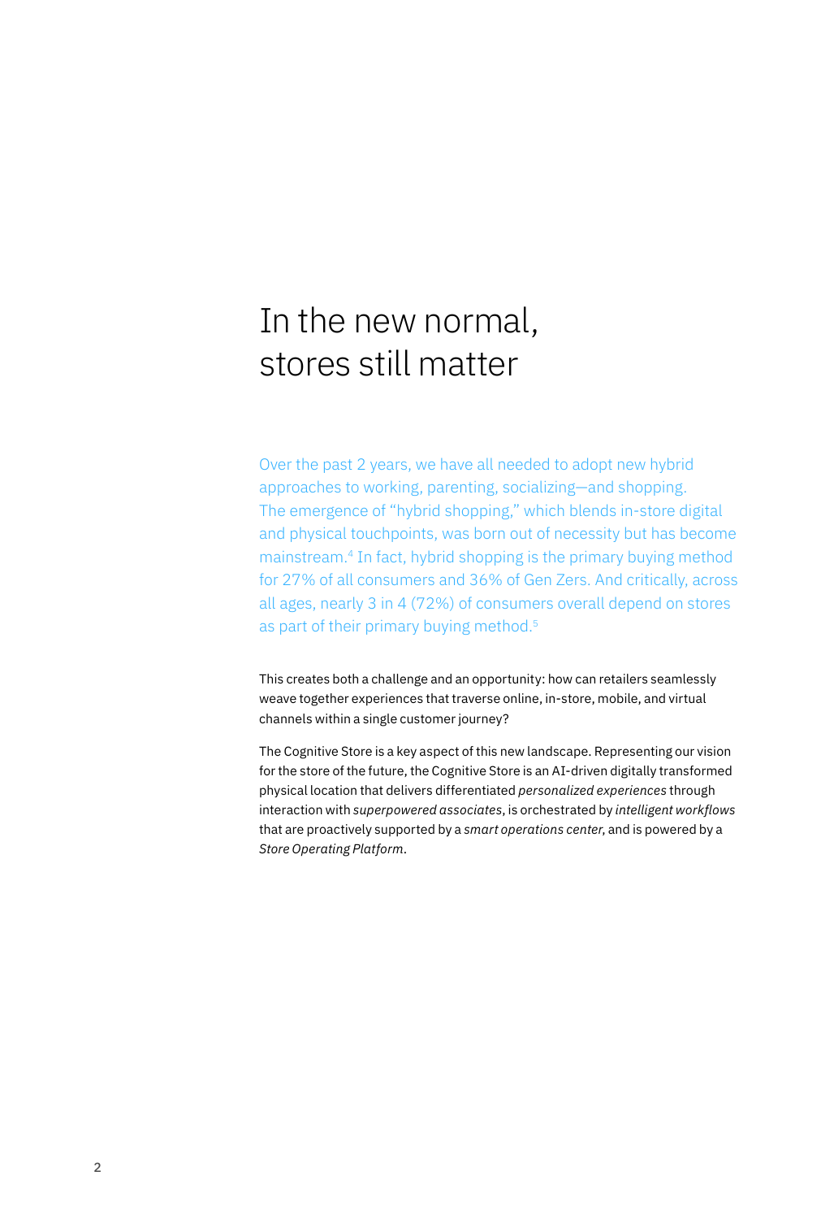# In the new normal, stores still matter

Over the past 2 years, we have all needed to adopt new hybrid approaches to working, parenting, socializing—and shopping. The emergence of "hybrid shopping," which blends in-store digital and physical touchpoints, was born out of necessity but has become mainstream.[4] In fact, hybrid shopping is the primary buying method for 27% of all consumers and 36% of Gen Zers. And critically, across all ages, nearly 3 in 4 (72%) of consumers overall depend on stores as part of their primary buying method.[5]

This creates both a challenge and an opportunity: how can retailers seamlessly weave together experiences that traverse online, in-store, mobile, and virtual channels within a single customer journey?

The Cognitive Store is a key aspect of this new landscape. Representing our vision for the store of the future, the Cognitive Store is an AI-driven digitally transformed physical location that delivers differentiated *personalized experiences* through interaction with *superpowered associates*, is orchestrated by *intelligent workflows* that are proactively supported by a *smart operations center*, and is powered by a *Store Operating Platform*.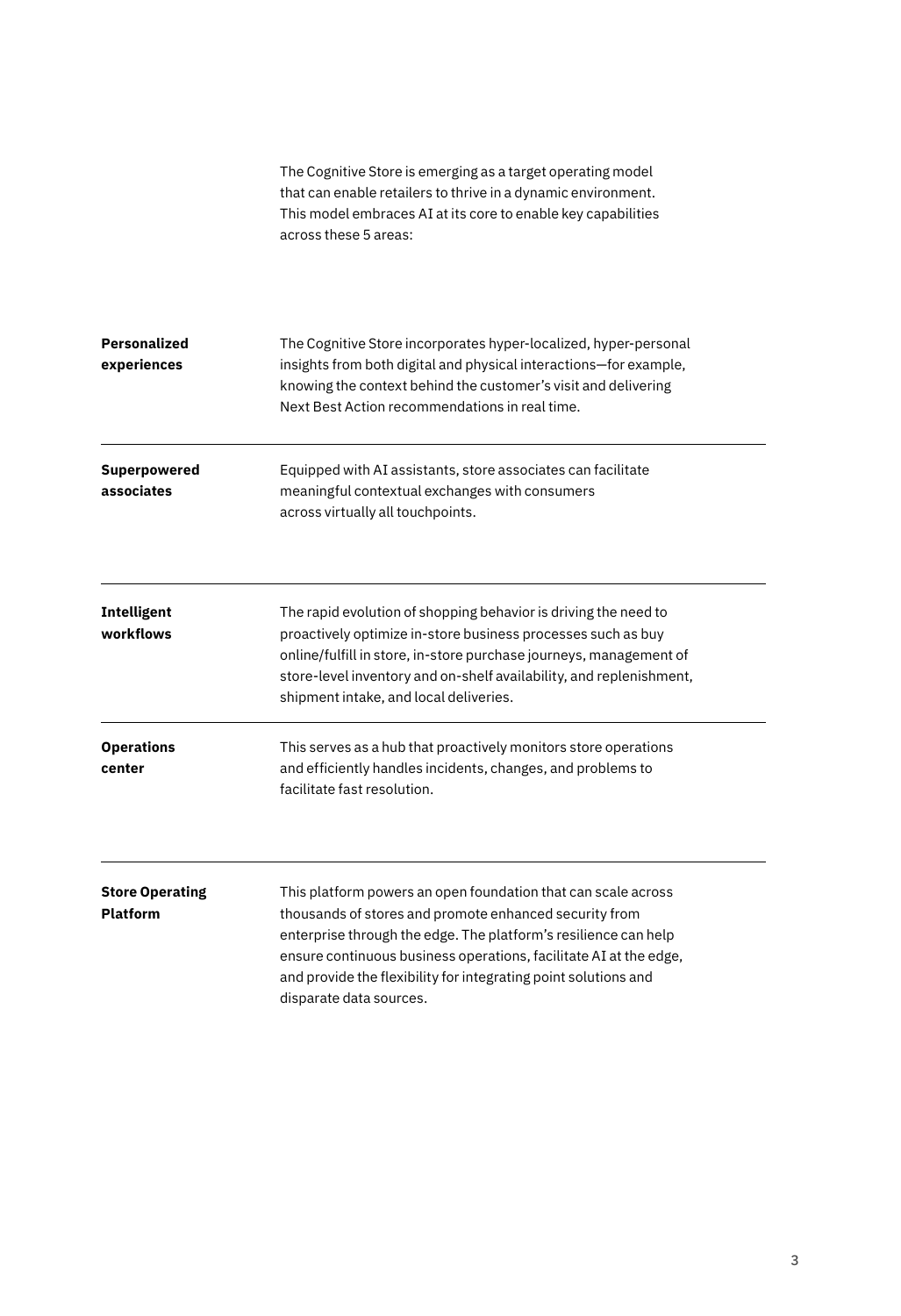The Cognitive Store is emerging as a target operating model that can enable retailers to thrive in a dynamic environment. This model embraces AI at its core to enable key capabilities across these 5 areas:

| | |
|---|---|
| **Personalized experiences** | The Cognitive Store incorporates hyper-localized, hyper-personal insights from both digital and physical interactions—for example, knowing the context behind the customer's visit and delivering Next Best Action recommendations in real time. |
| **Superpowered associates** | Equipped with AI assistants, store associates can facilitate meaningful contextual exchanges with consumers across virtually all touchpoints. |
| **Intelligent workflows** | The rapid evolution of shopping behavior is driving the need to proactively optimize in-store business processes such as buy online/fulfill in store, in-store purchase journeys, management of store-level inventory and on-shelf availability, and replenishment, shipment intake, and local deliveries. |
| **Operations center** | This serves as a hub that proactively monitors store operations and efficiently handles incidents, changes, and problems to facilitate fast resolution. |
| **Store Operating Platform** | This platform powers an open foundation that can scale across thousands of stores and promote enhanced security from enterprise through the edge. The platform's resilience can help ensure continuous business operations, facilitate AI at the edge, and provide the flexibility for integrating point solutions and disparate data sources. |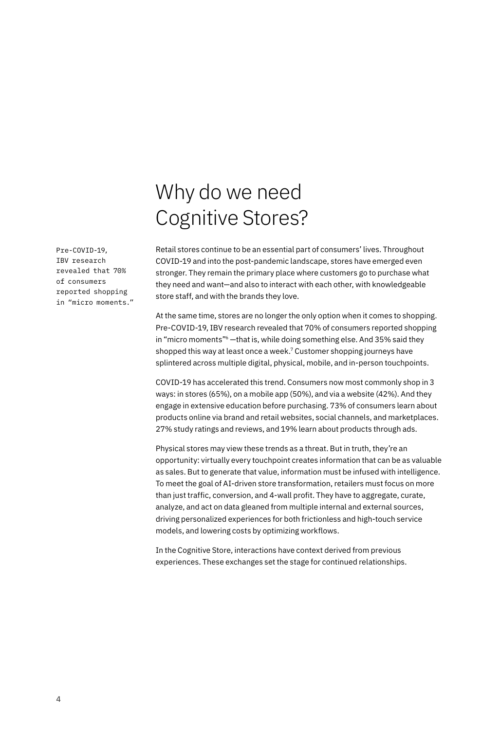# Why do we need Cognitive Stores?

Pre-COVID-19, IBV research revealed that 70% of consumers reported shopping in "micro moments."

Retail stores continue to be an essential part of consumers' lives. Throughout COVID-19 and into the post-pandemic landscape, stores have emerged even stronger. They remain the primary place where customers go to purchase what they need and want—and also to interact with each other, with knowledgeable store staff, and with the brands they love.

At the same time, stores are no longer the only option when it comes to shopping. Pre-COVID-19, IBV research revealed that 70% of consumers reported shopping in "micro moments"[6] —that is, while doing something else. And 35% said they shopped this way at least once a week.[7] Customer shopping journeys have splintered across multiple digital, physical, mobile, and in-person touchpoints.

COVID-19 has accelerated this trend. Consumers now most commonly shop in 3 ways: in stores (65%), on a mobile app (50%), and via a website (42%). And they engage in extensive education before purchasing. 73% of consumers learn about products online via brand and retail websites, social channels, and marketplaces. 27% study ratings and reviews, and 19% learn about products through ads.

Physical stores may view these trends as a threat. But in truth, they're an opportunity: virtually every touchpoint creates information that can be as valuable as sales. But to generate that value, information must be infused with intelligence. To meet the goal of AI-driven store transformation, retailers must focus on more than just traffic, conversion, and 4-wall profit. They have to aggregate, curate, analyze, and act on data gleaned from multiple internal and external sources, driving personalized experiences for both frictionless and high-touch service models, and lowering costs by optimizing workflows.

In the Cognitive Store, interactions have context derived from previous experiences. These exchanges set the stage for continued relationships.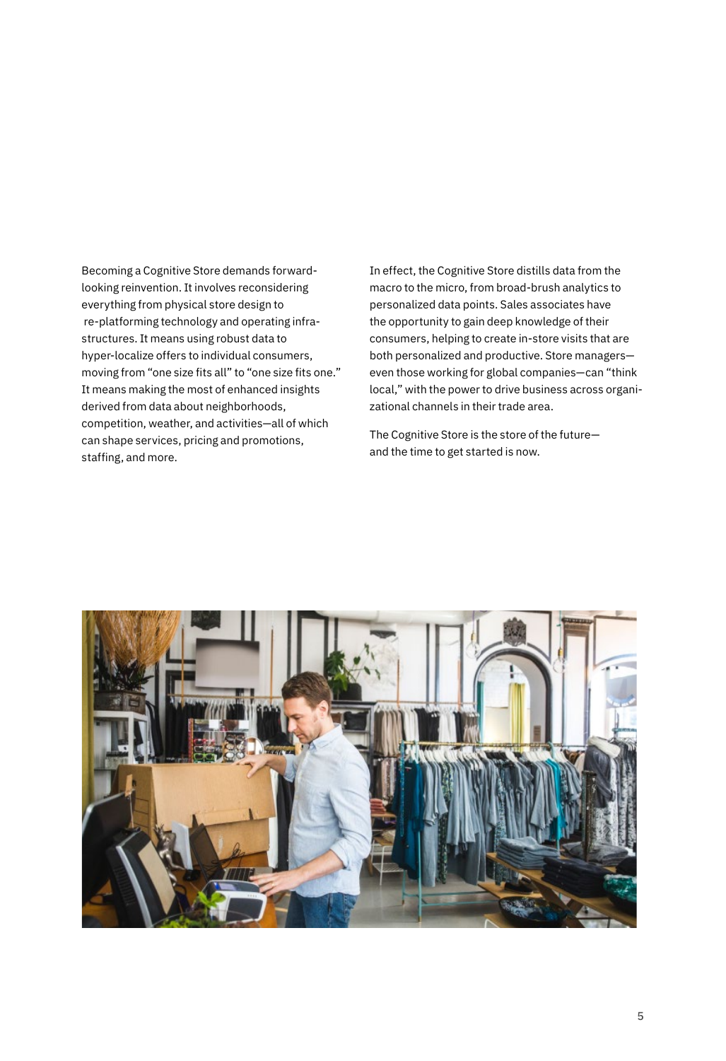Becoming a Cognitive Store demands forward-looking reinvention. It involves reconsidering everything from physical store design to re-platforming technology and operating infrastructures. It means using robust data to hyper-localize offers to individual consumers, moving from "one size fits all" to "one size fits one." It means making the most of enhanced insights derived from data about neighborhoods, competition, weather, and activities—all of which can shape services, pricing and promotions, staffing, and more.

In effect, the Cognitive Store distills data from the macro to the micro, from broad-brush analytics to personalized data points. Sales associates have the opportunity to gain deep knowledge of their consumers, helping to create in-store visits that are both personalized and productive. Store managers—even those working for global companies—can "think local," with the power to drive business across organizational channels in their trade area.

The Cognitive Store is the store of the future—and the time to get started is now.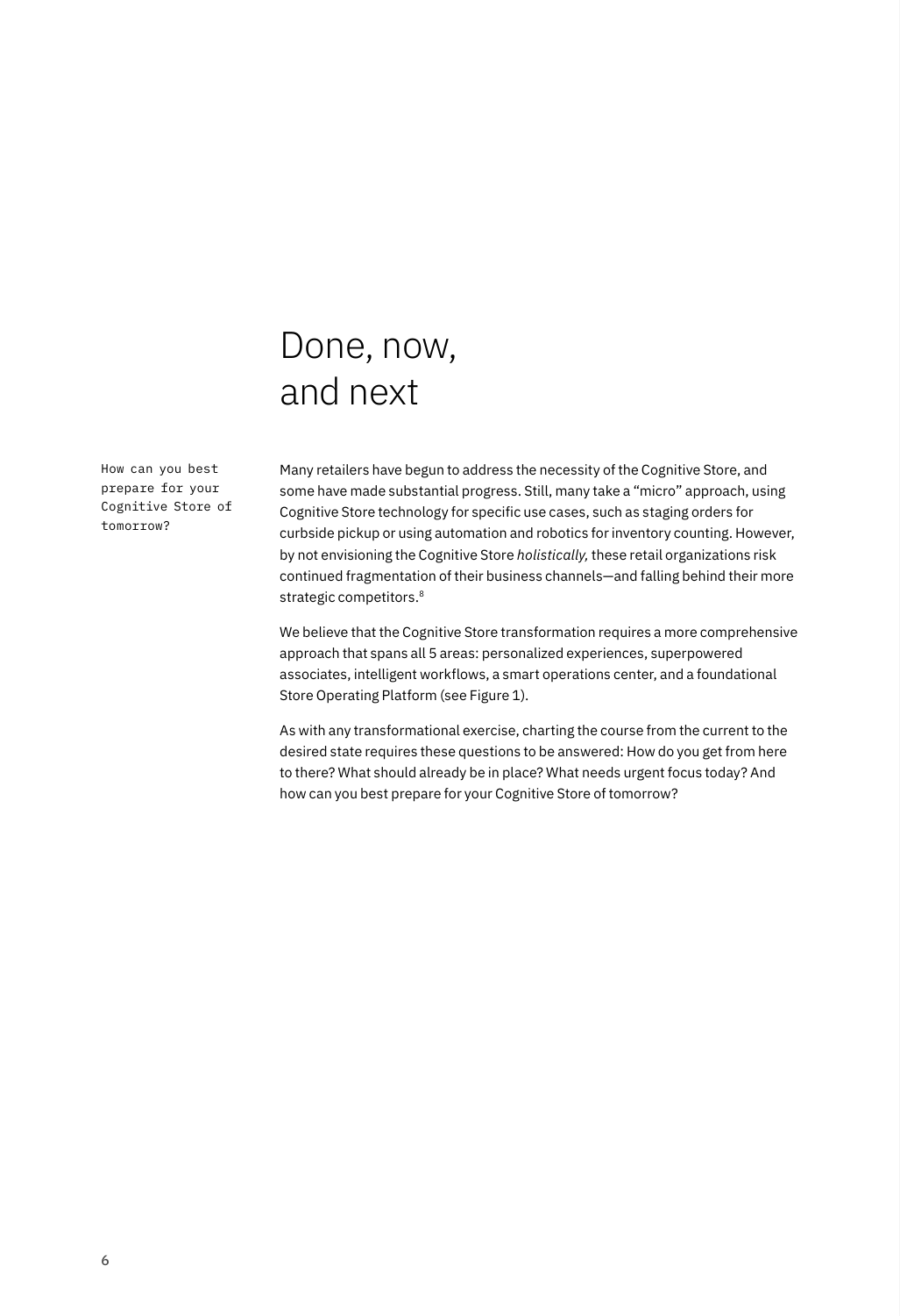# Done, now, and next

How can you best prepare for your Cognitive Store of tomorrow?

Many retailers have begun to address the necessity of the Cognitive Store, and some have made substantial progress. Still, many take a "micro" approach, using Cognitive Store technology for specific use cases, such as staging orders for curbside pickup or using automation and robotics for inventory counting. However, by not envisioning the Cognitive Store *holistically,* these retail organizations risk continued fragmentation of their business channels—and falling behind their more strategic competitors.[8]

We believe that the Cognitive Store transformation requires a more comprehensive approach that spans all 5 areas: personalized experiences, superpowered associates, intelligent workflows, a smart operations center, and a foundational Store Operating Platform (see Figure 1).

As with any transformational exercise, charting the course from the current to the desired state requires these questions to be answered: How do you get from here to there? What should already be in place? What needs urgent focus today? And how can you best prepare for your Cognitive Store of tomorrow?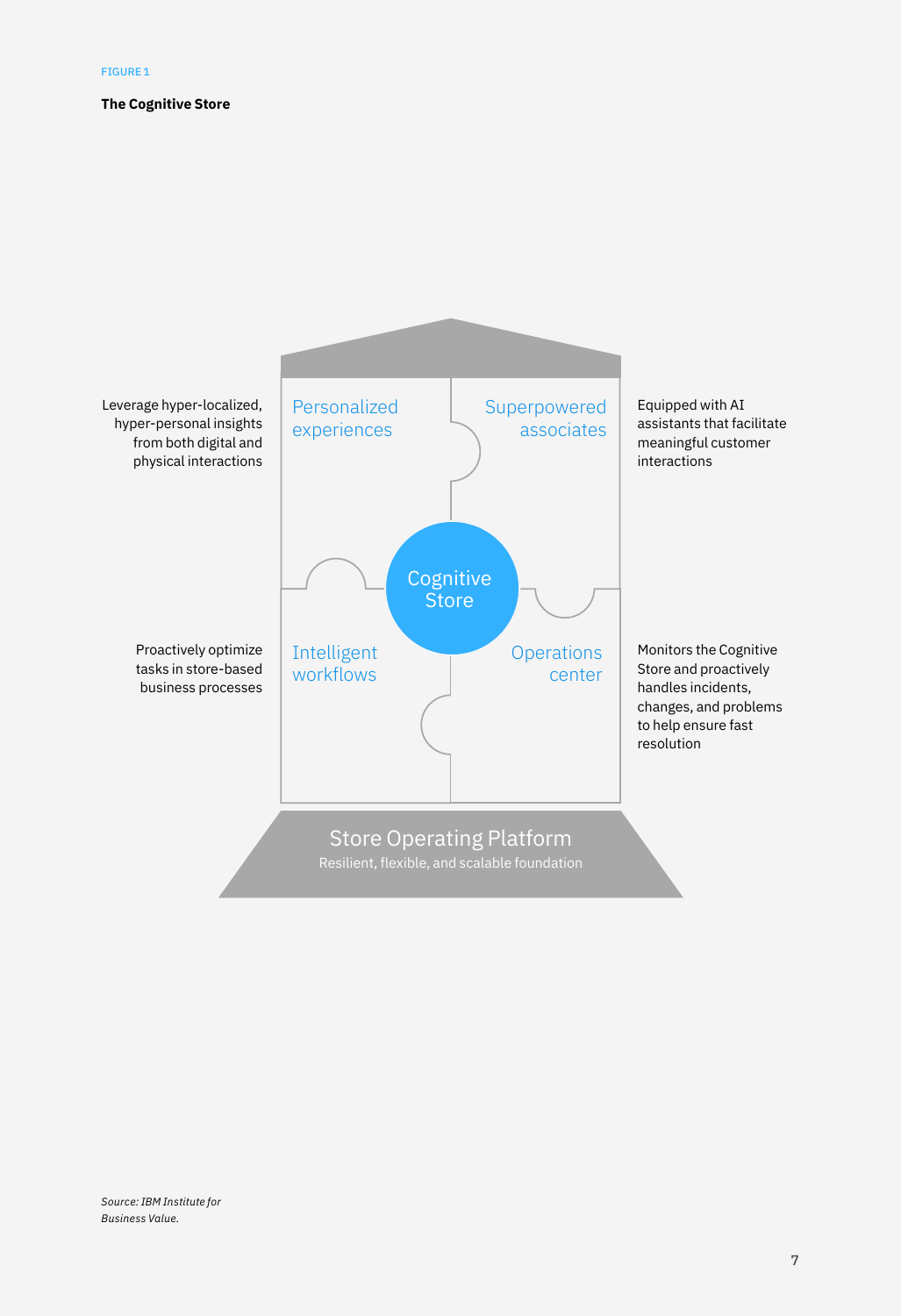FIGURE 1

**The Cognitive Store**

Leverage hyper-localized, hyper-personal insights from both digital and physical interactions

Personalized experiences

Superpowered associates

Equipped with AI assistants that facilitate meaningful customer interactions

Cognitive Store

Proactively optimize tasks in store-based business processes

Intelligent workflows

Operations center

Monitors the Cognitive Store and proactively handles incidents, changes, and problems to help ensure fast resolution

Store Operating Platform

Resilient, flexible, and scalable foundation

*Source: IBM Institute for Business Value.*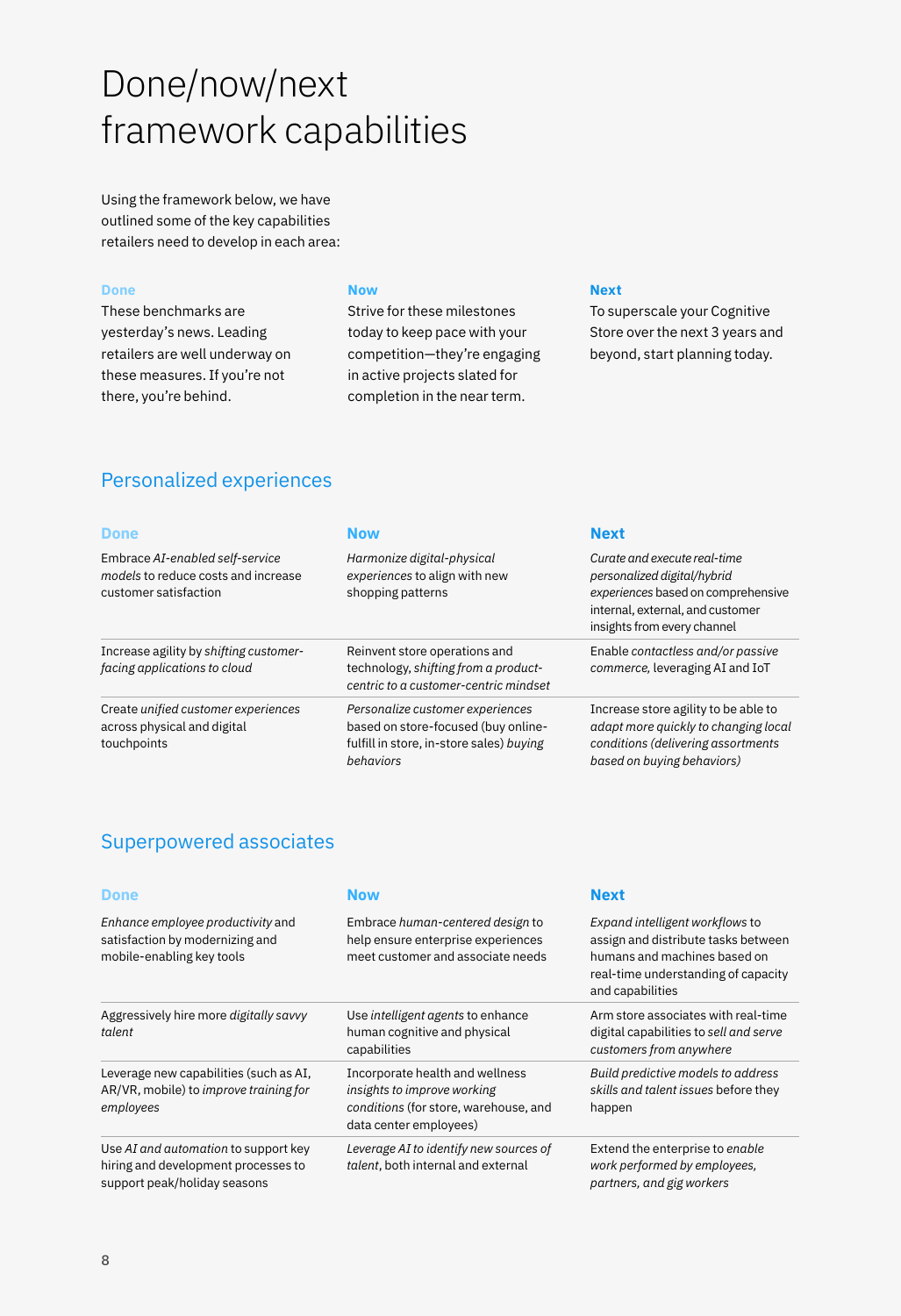# Done/now/next framework capabilities

Using the framework below, we have outlined some of the key capabilities retailers need to develop in each area:

**Done**
These benchmarks are yesterday's news. Leading retailers are well underway on these measures. If you're not there, you're behind.

**Now**
Strive for these milestones today to keep pace with your competition—they're engaging in active projects slated for completion in the near term.

**Next**
To superscale your Cognitive Store over the next 3 years and beyond, start planning today.

## Personalized experiences

| Done | Now | Next |
|---|---|---|
| Embrace *AI-enabled self-service models* to reduce costs and increase customer satisfaction | *Harmonize digital-physical experiences* to align with new shopping patterns | *Curate and execute real-time personalized digital/hybrid experiences* based on comprehensive internal, external, and customer insights from every channel |
| Increase agility by *shifting customer-facing applications to cloud* | Reinvent store operations and technology, *shifting from a product-centric to a customer-centric mindset* | Enable *contactless and/or passive commerce,* leveraging AI and IoT |
| Create *unified customer experiences* across physical and digital touchpoints | *Personalize customer experiences* based on store-focused (buy online-fulfill in store, in-store sales) *buying behaviors* | Increase store agility to be able to *adapt more quickly to changing local conditions (delivering assortments based on buying behaviors)* |

## Superpowered associates

| Done | Now | Next |
|---|---|---|
| *Enhance employee productivity* and satisfaction by modernizing and mobile-enabling key tools | Embrace *human-centered design* to help ensure enterprise experiences meet customer and associate needs | *Expand intelligent workflows* to assign and distribute tasks between humans and machines based on real-time understanding of capacity and capabilities |
| Aggressively hire more *digitally savvy talent* | Use *intelligent agents* to enhance human cognitive and physical capabilities | Arm store associates with real-time digital capabilities to *sell and serve customers from anywhere* |
| Leverage new capabilities (such as AI, AR/VR, mobile) to *improve training for employees* | Incorporate health and wellness *insights to improve working conditions* (for store, warehouse, and data center employees) | *Build predictive models to address skills and talent issues* before they happen |
| Use *AI and automation* to support key hiring and development processes to support peak/holiday seasons | *Leverage AI to identify new sources of talent*, both internal and external | Extend the enterprise to *enable work performed by employees, partners, and gig workers* |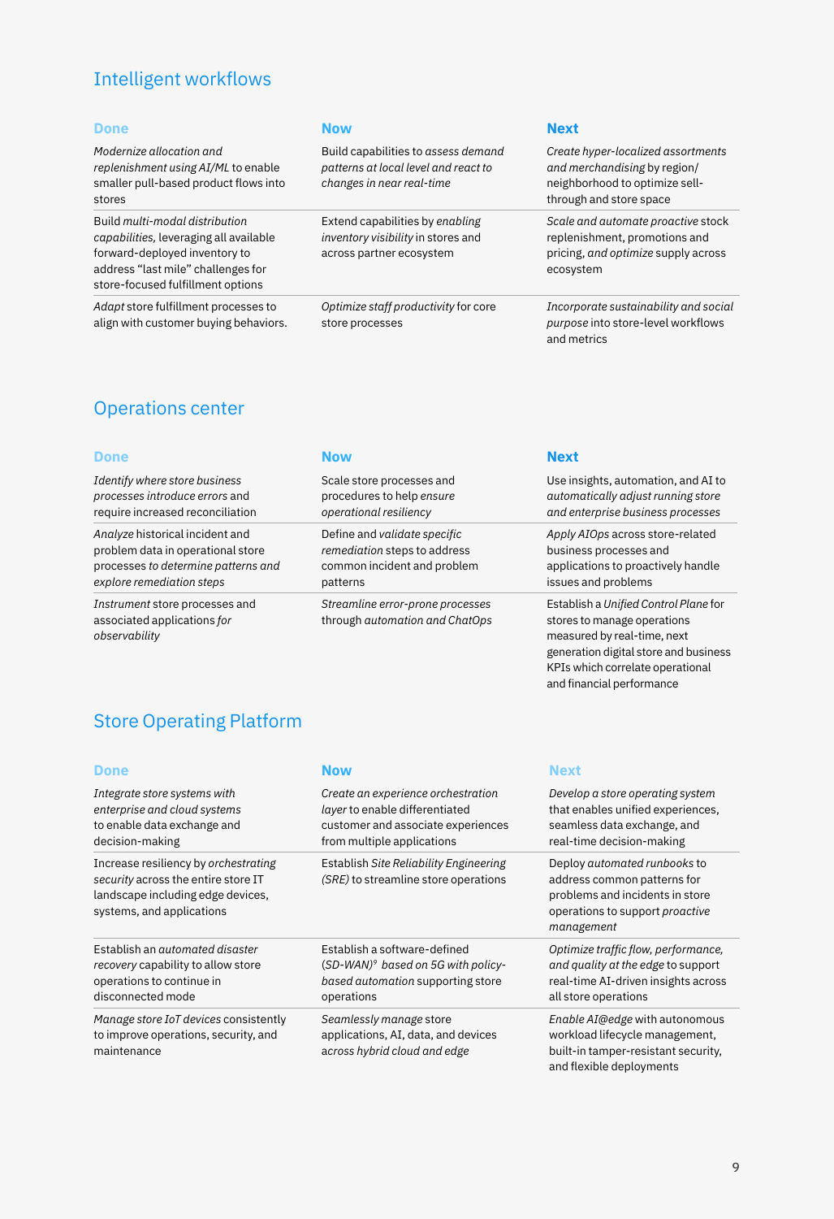## Intelligent workflows

| Done | Now | Next |
|---|---|---|
| *Modernize allocation and replenishment using AI/ML* to enable smaller pull-based product flows into stores | Build capabilities to *assess demand patterns at local level and react to changes in near real-time* | *Create hyper-localized assortments and merchandising* by region/ neighborhood to optimize sell-through and store space |
| Build *multi-modal distribution capabilities,* leveraging all available forward-deployed inventory to address "last mile" challenges for store-focused fulfillment options | Extend capabilities by *enabling inventory visibility* in stores and across partner ecosystem | *Scale and automate proactive* stock replenishment, promotions and pricing, *and optimize* supply across ecosystem |
| *Adapt* store fulfillment processes to align with customer buying behaviors. | *Optimize staff productivity* for core store processes | *Incorporate sustainability and social purpose* into store-level workflows and metrics |

## Operations center

| Done | Now | Next |
|---|---|---|
| *Identify where store business processes introduce errors* and require increased reconciliation | Scale store processes and procedures to help *ensure operational resiliency* | Use insights, automation, and AI to *automatically adjust running store and enterprise business processes* |
| *Analyze* historical incident and problem data in operational store processes *to determine patterns and explore remediation steps* | Define and *validate specific remediation* steps to address common incident and problem patterns | *Apply AIOps* across store-related business processes and applications to proactively handle issues and problems |
| *Instrument* store processes and associated applications *for observability* | *Streamline error-prone processes* through *automation and ChatOps* | Establish a *Unified Control Plane* for stores to manage operations measured by real-time, next generation digital store and business KPIs which correlate operational and financial performance |

## Store Operating Platform

| Done | Now | Next |
|---|---|---|
| *Integrate store systems with enterprise and cloud systems* to enable data exchange and decision-making | *Create an experience orchestration layer* to enable differentiated customer and associate experiences from multiple applications | *Develop a store operating system* that enables unified experiences, seamless data exchange, and real-time decision-making |
| Increase resiliency by *orchestrating security* across the entire store IT landscape including edge devices, systems, and applications | Establish *Site Reliability Engineering (SRE)* to streamline store operations | Deploy *automated runbooks* to address common patterns for problems and incidents in store operations to support *proactive management* |
| Establish an *automated disaster recovery* capability to allow store operations to continue in disconnected mode | Establish a software-defined *(SD-WAN)*[9] *based on 5G with policy-based automation* supporting store operations | *Optimize traffic flow, performance, and quality at the edge* to support real-time AI-driven insights across all store operations |
| *Manage store IoT devices* consistently to improve operations, security, and maintenance | *Seamlessly manage* store applications, AI, data, and devices *across hybrid cloud and edge* | *Enable AI@edge* with autonomous workload lifecycle management, built-in tamper-resistant security, and flexible deployments |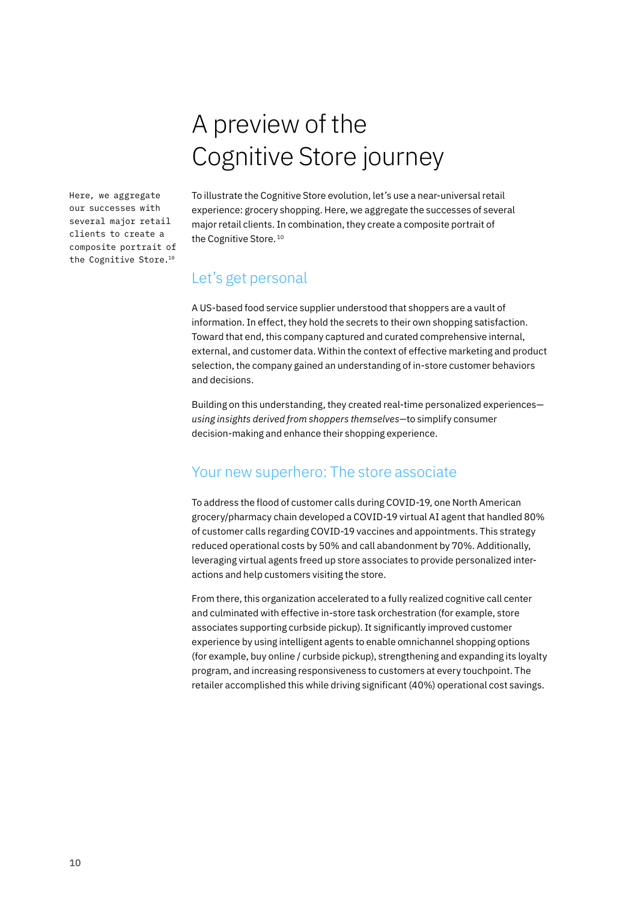# A preview of the Cognitive Store journey

Here, we aggregate our successes with several major retail clients to create a composite portrait of the Cognitive Store.[10]

To illustrate the Cognitive Store evolution, let's use a near-universal retail experience: grocery shopping. Here, we aggregate the successes of several major retail clients. In combination, they create a composite portrait of the Cognitive Store.[10]

## Let's get personal

A US-based food service supplier understood that shoppers are a vault of information. In effect, they hold the secrets to their own shopping satisfaction. Toward that end, this company captured and curated comprehensive internal, external, and customer data. Within the context of effective marketing and product selection, the company gained an understanding of in-store customer behaviors and decisions.

Building on this understanding, they created real-time personalized experiences—*using insights derived from shoppers themselves*—to simplify consumer decision-making and enhance their shopping experience.

## Your new superhero: The store associate

To address the flood of customer calls during COVID-19, one North American grocery/pharmacy chain developed a COVID-19 virtual AI agent that handled 80% of customer calls regarding COVID-19 vaccines and appointments. This strategy reduced operational costs by 50% and call abandonment by 70%. Additionally, leveraging virtual agents freed up store associates to provide personalized interactions and help customers visiting the store.

From there, this organization accelerated to a fully realized cognitive call center and culminated with effective in-store task orchestration (for example, store associates supporting curbside pickup). It significantly improved customer experience by using intelligent agents to enable omnichannel shopping options (for example, buy online / curbside pickup), strengthening and expanding its loyalty program, and increasing responsiveness to customers at every touchpoint. The retailer accomplished this while driving significant (40%) operational cost savings.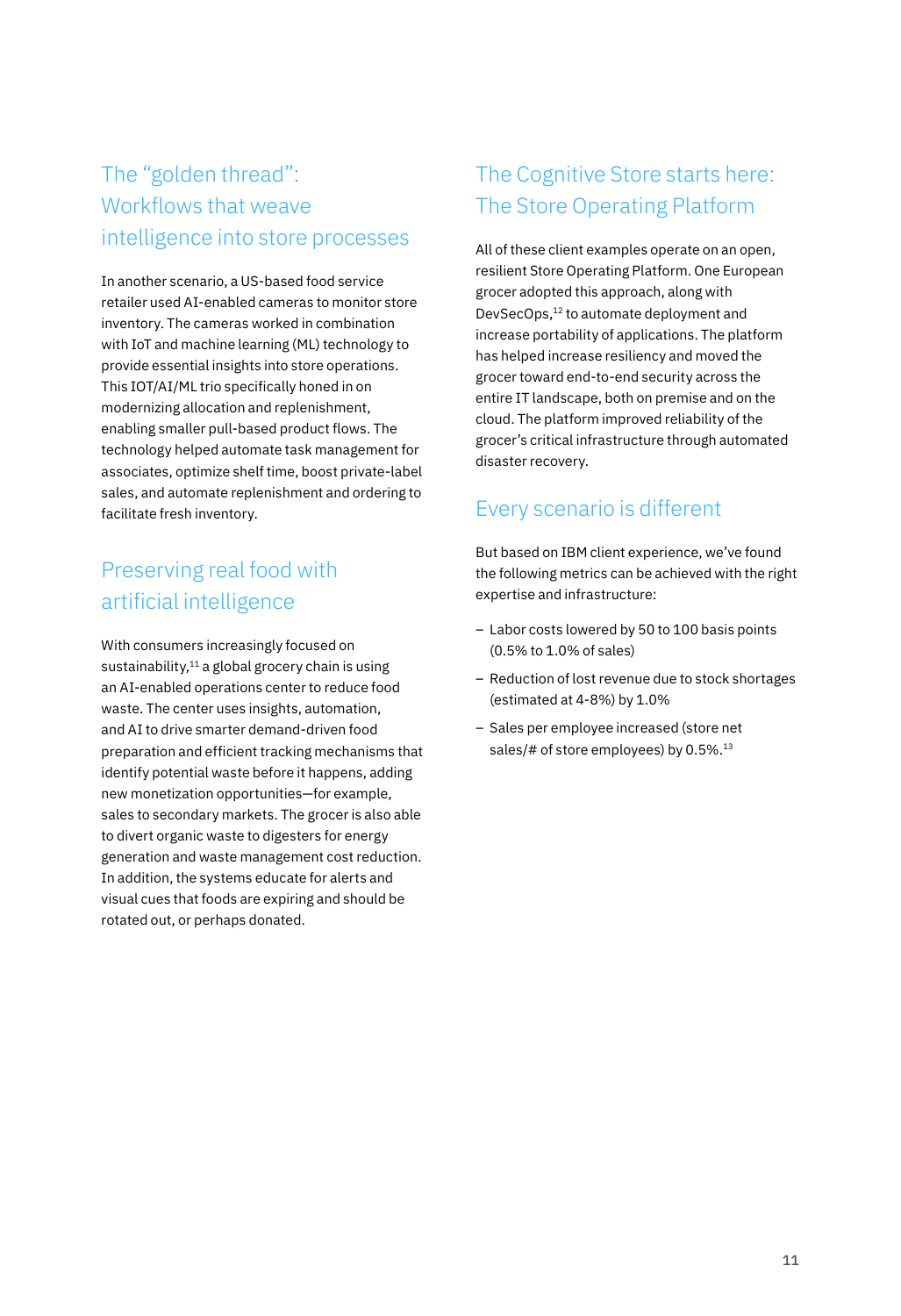## The "golden thread": Workflows that weave intelligence into store processes

In another scenario, a US-based food service retailer used AI-enabled cameras to monitor store inventory. The cameras worked in combination with IoT and machine learning (ML) technology to provide essential insights into store operations. This IOT/AI/ML trio specifically honed in on modernizing allocation and replenishment, enabling smaller pull-based product flows. The technology helped automate task management for associates, optimize shelf time, boost private-label sales, and automate replenishment and ordering to facilitate fresh inventory.

## Preserving real food with artificial intelligence

With consumers increasingly focused on sustainability,[11] a global grocery chain is using an AI-enabled operations center to reduce food waste. The center uses insights, automation, and AI to drive smarter demand-driven food preparation and efficient tracking mechanisms that identify potential waste before it happens, adding new monetization opportunities—for example, sales to secondary markets. The grocer is also able to divert organic waste to digesters for energy generation and waste management cost reduction. In addition, the systems educate for alerts and visual cues that foods are expiring and should be rotated out, or perhaps donated.

## The Cognitive Store starts here: The Store Operating Platform

All of these client examples operate on an open, resilient Store Operating Platform. One European grocer adopted this approach, along with DevSecOps,[12] to automate deployment and increase portability of applications. The platform has helped increase resiliency and moved the grocer toward end-to-end security across the entire IT landscape, both on premise and on the cloud. The platform improved reliability of the grocer's critical infrastructure through automated disaster recovery.

## Every scenario is different

But based on IBM client experience, we've found the following metrics can be achieved with the right expertise and infrastructure:

- Labor costs lowered by 50 to 100 basis points (0.5% to 1.0% of sales)
- Reduction of lost revenue due to stock shortages (estimated at 4-8%) by 1.0%
- Sales per employee increased (store net sales/# of store employees) by 0.5%.[13]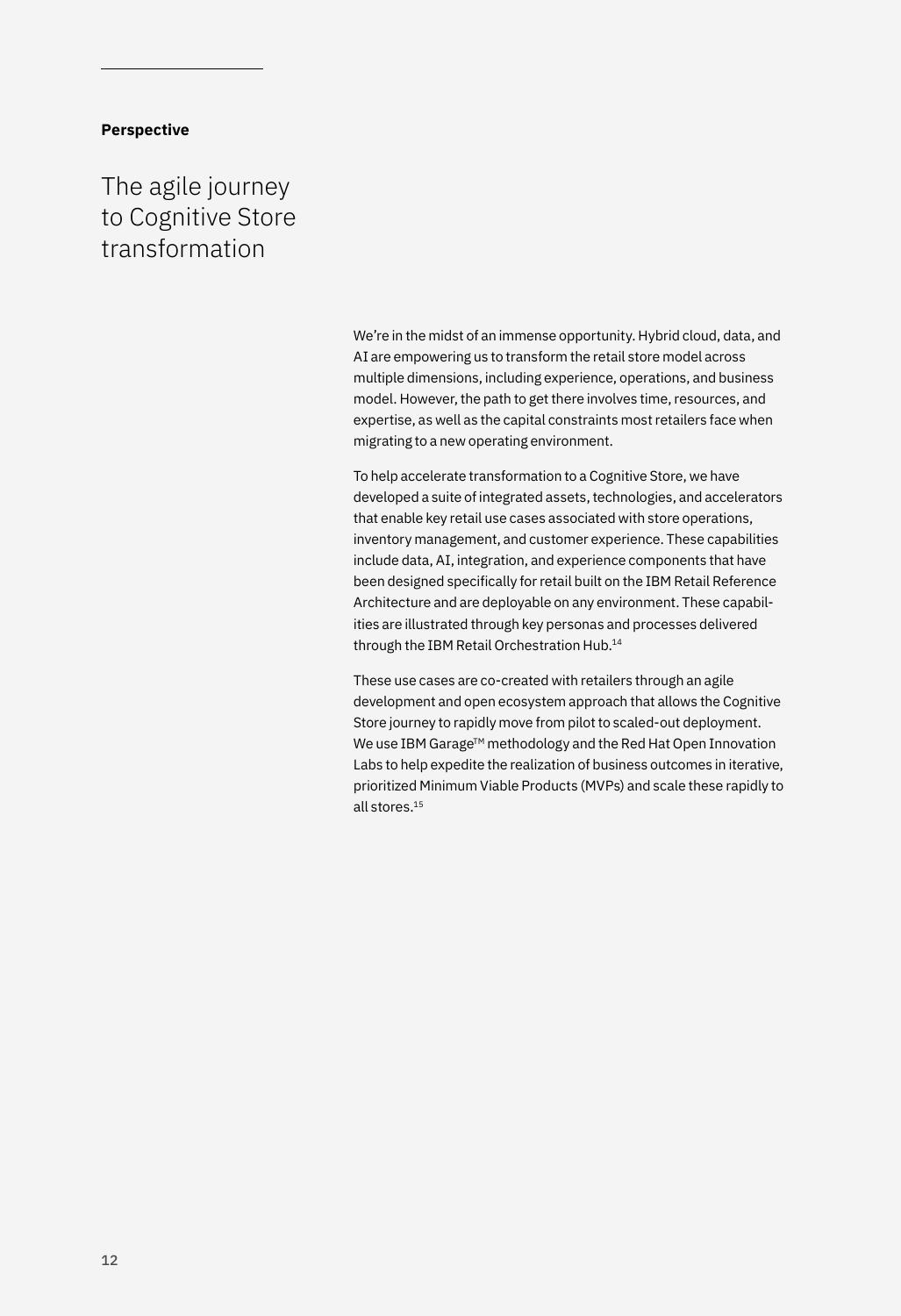**Perspective**

# The agile journey to Cognitive Store transformation

We're in the midst of an immense opportunity. Hybrid cloud, data, and AI are empowering us to transform the retail store model across multiple dimensions, including experience, operations, and business model. However, the path to get there involves time, resources, and expertise, as well as the capital constraints most retailers face when migrating to a new operating environment.

To help accelerate transformation to a Cognitive Store, we have developed a suite of integrated assets, technologies, and accelerators that enable key retail use cases associated with store operations, inventory management, and customer experience. These capabilities include data, AI, integration, and experience components that have been designed specifically for retail built on the IBM Retail Reference Architecture and are deployable on any environment. These capabilities are illustrated through key personas and processes delivered through the IBM Retail Orchestration Hub.[14]

These use cases are co-created with retailers through an agile development and open ecosystem approach that allows the Cognitive Store journey to rapidly move from pilot to scaled-out deployment. We use IBM Garage™ methodology and the Red Hat Open Innovation Labs to help expedite the realization of business outcomes in iterative, prioritized Minimum Viable Products (MVPs) and scale these rapidly to all stores.[15]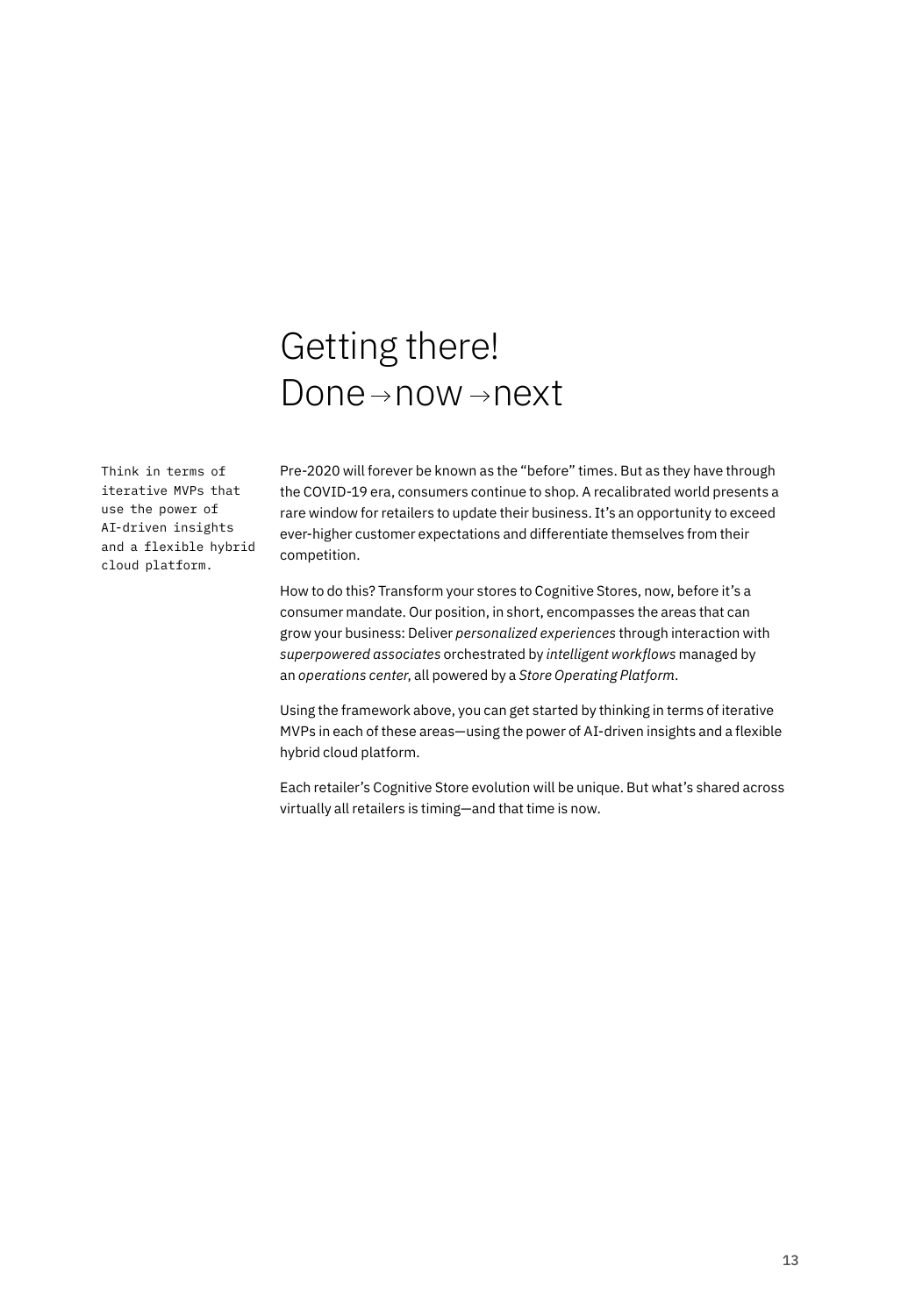# Getting there!
# Done → now → next

Think in terms of iterative MVPs that use the power of AI-driven insights and a flexible hybrid cloud platform.

Pre-2020 will forever be known as the "before" times. But as they have through the COVID-19 era, consumers continue to shop. A recalibrated world presents a rare window for retailers to update their business. It's an opportunity to exceed ever-higher customer expectations and differentiate themselves from their competition.

How to do this? Transform your stores to Cognitive Stores, now, before it's a consumer mandate. Our position, in short, encompasses the areas that can grow your business: Deliver *personalized experiences* through interaction with *superpowered associates* orchestrated by *intelligent workflows* managed by an *operations center*, all powered by a *Store Operating Platform*.

Using the framework above, you can get started by thinking in terms of iterative MVPs in each of these areas—using the power of AI-driven insights and a flexible hybrid cloud platform.

Each retailer's Cognitive Store evolution will be unique. But what's shared across virtually all retailers is timing—and that time is now.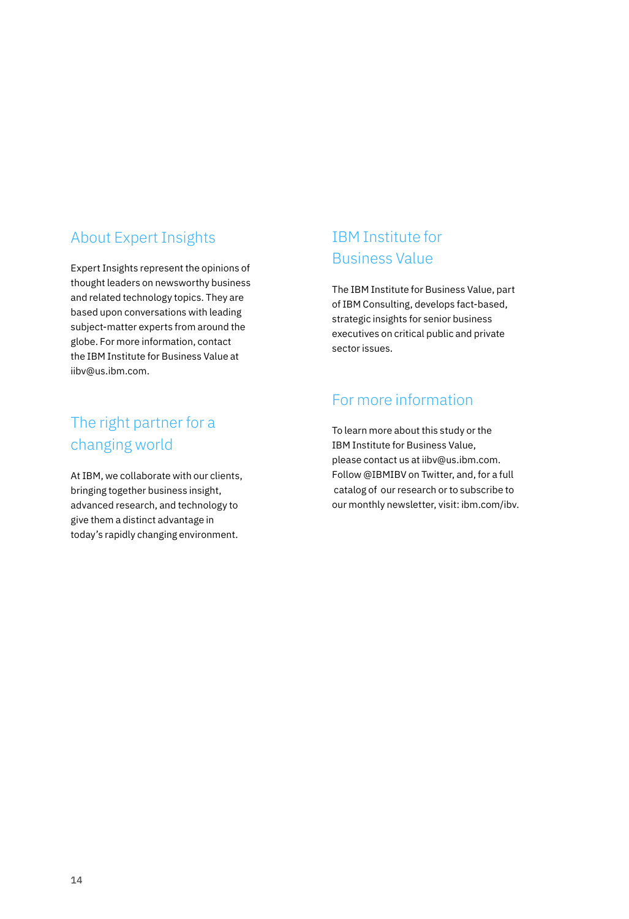## About Expert Insights

Expert Insights represent the opinions of thought leaders on newsworthy business and related technology topics. They are based upon conversations with leading subject-matter experts from around the globe. For more information, contact the IBM Institute for Business Value at iibv@us.ibm.com.

## The right partner for a changing world

At IBM, we collaborate with our clients, bringing together business insight, advanced research, and technology to give them a distinct advantage in today's rapidly changing environment.

## IBM Institute for Business Value

The IBM Institute for Business Value, part of IBM Consulting, develops fact-based, strategic insights for senior business executives on critical public and private sector issues.

## For more information

To learn more about this study or the IBM Institute for Business Value, please contact us at iibv@us.ibm.com. Follow @IBMIBV on Twitter, and, for a full catalog of our research or to subscribe to our monthly newsletter, visit: ibm.com/ibv.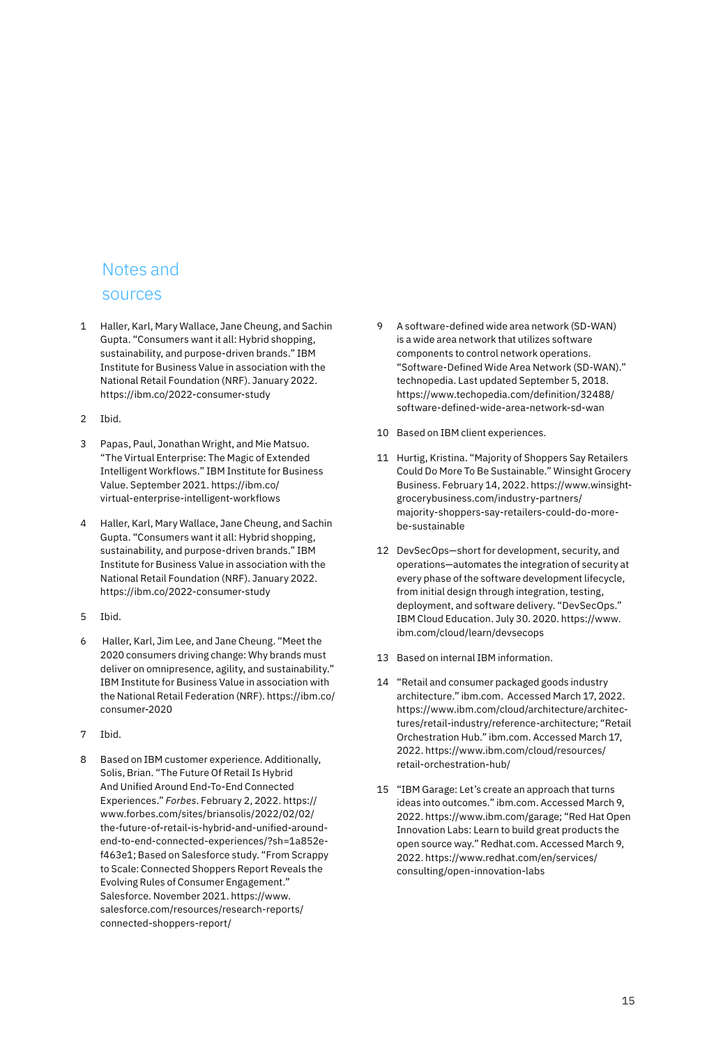## Notes and sources

1. Haller, Karl, Mary Wallace, Jane Cheung, and Sachin Gupta. "Consumers want it all: Hybrid shopping, sustainability, and purpose-driven brands." IBM Institute for Business Value in association with the National Retail Foundation (NRF). January 2022. https://ibm.co/2022-consumer-study

2. Ibid.

3. Papas, Paul, Jonathan Wright, and Mie Matsuo. "The Virtual Enterprise: The Magic of Extended Intelligent Workflows." IBM Institute for Business Value. September 2021. https://ibm.co/virtual-enterprise-intelligent-workflows

4. Haller, Karl, Mary Wallace, Jane Cheung, and Sachin Gupta. "Consumers want it all: Hybrid shopping, sustainability, and purpose-driven brands." IBM Institute for Business Value in association with the National Retail Foundation (NRF). January 2022. https://ibm.co/2022-consumer-study

5. Ibid.

6. Haller, Karl, Jim Lee, and Jane Cheung. "Meet the 2020 consumers driving change: Why brands must deliver on omnipresence, agility, and sustainability." IBM Institute for Business Value in association with the National Retail Federation (NRF). https://ibm.co/consumer-2020

7. Ibid.

8. Based on IBM customer experience. Additionally, Solis, Brian. "The Future Of Retail Is Hybrid And Unified Around End-To-End Connected Experiences." *Forbes*. February 2, 2022. https://www.forbes.com/sites/briansolis/2022/02/02/the-future-of-retail-is-hybrid-and-unified-around-end-to-end-connected-experiences/?sh=1a852e-f463e1; Based on Salesforce study. "From Scrappy to Scale: Connected Shoppers Report Reveals the Evolving Rules of Consumer Engagement." Salesforce. November 2021. https://www.salesforce.com/resources/research-reports/connected-shoppers-report/

9. A software-defined wide area network (SD-WAN) is a wide area network that utilizes software components to control network operations. "Software-Defined Wide Area Network (SD-WAN)." technopedia. Last updated September 5, 2018. https://www.techopedia.com/definition/32488/software-defined-wide-area-network-sd-wan

10. Based on IBM client experiences.

11. Hurtig, Kristina. "Majority of Shoppers Say Retailers Could Do More To Be Sustainable." Winsight Grocery Business. February 14, 2022. https://www.winsightgrocerybusiness.com/industry-partners/majority-shoppers-say-retailers-could-do-more-be-sustainable

12. DevSecOps—short for development, security, and operations—automates the integration of security at every phase of the software development lifecycle, from initial design through integration, testing, deployment, and software delivery. "DevSecOps." IBM Cloud Education. July 30. 2020. https://www.ibm.com/cloud/learn/devsecops

13. Based on internal IBM information.

14. "Retail and consumer packaged goods industry architecture." ibm.com. Accessed March 17, 2022. https://www.ibm.com/cloud/architecture/architectures/retail-industry/reference-architecture; "Retail Orchestration Hub." ibm.com. Accessed March 17, 2022. https://www.ibm.com/cloud/resources/retail-orchestration-hub/

15. "IBM Garage: Let's create an approach that turns ideas into outcomes." ibm.com. Accessed March 9, 2022. https://www.ibm.com/garage; "Red Hat Open Innovation Labs: Learn to build great products the open source way." Redhat.com. Accessed March 9, 2022. https://www.redhat.com/en/services/consulting/open-innovation-labs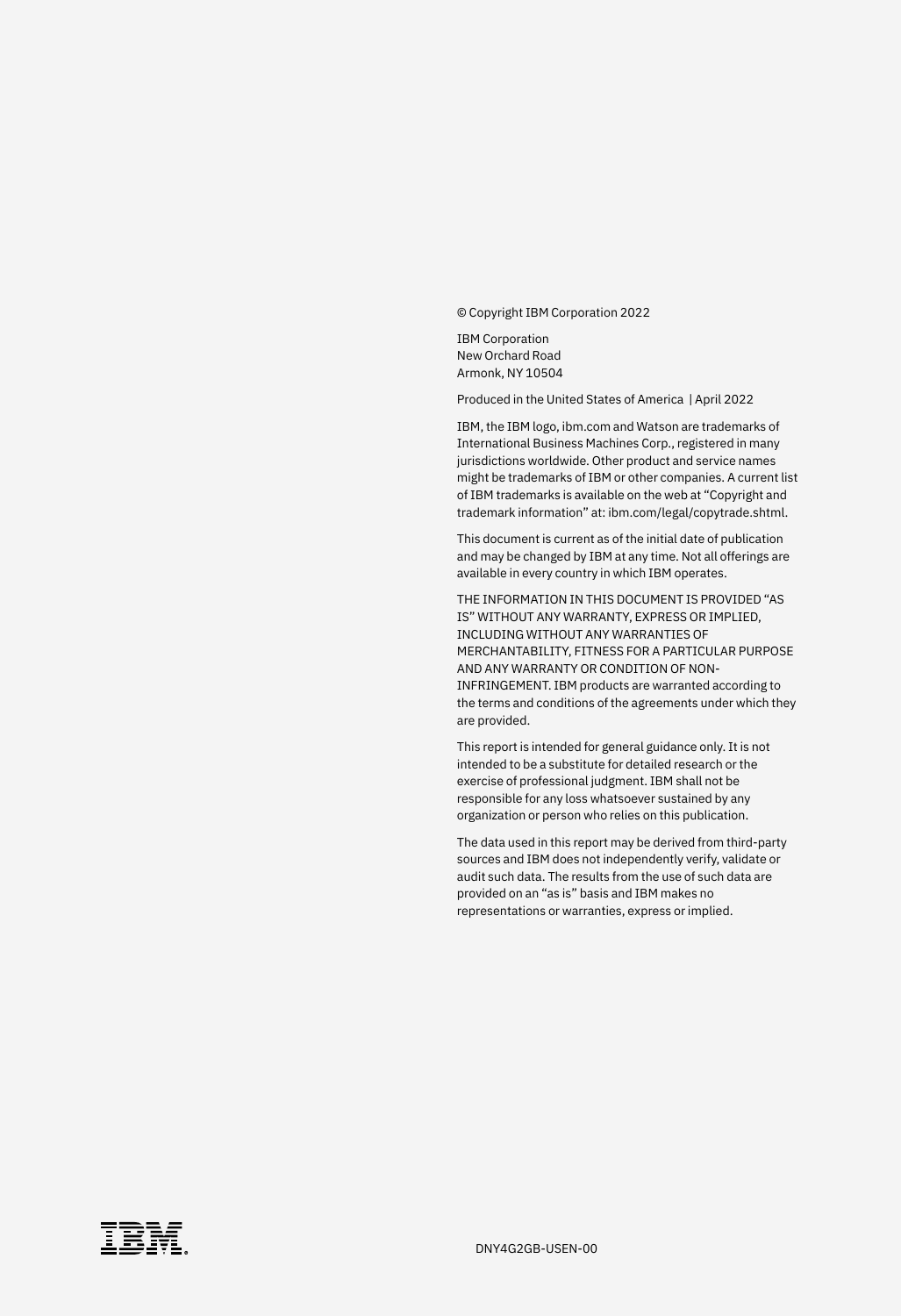© Copyright IBM Corporation 2022

IBM Corporation
New Orchard Road
Armonk, NY 10504

Produced in the United States of America | April 2022

IBM, the IBM logo, ibm.com and Watson are trademarks of International Business Machines Corp., registered in many jurisdictions worldwide. Other product and service names might be trademarks of IBM or other companies. A current list of IBM trademarks is available on the web at "Copyright and trademark information" at: ibm.com/legal/copytrade.shtml.

This document is current as of the initial date of publication and may be changed by IBM at any time. Not all offerings are available in every country in which IBM operates.

THE INFORMATION IN THIS DOCUMENT IS PROVIDED "AS IS" WITHOUT ANY WARRANTY, EXPRESS OR IMPLIED, INCLUDING WITHOUT ANY WARRANTIES OF MERCHANTABILITY, FITNESS FOR A PARTICULAR PURPOSE AND ANY WARRANTY OR CONDITION OF NON-INFRINGEMENT. IBM products are warranted according to the terms and conditions of the agreements under which they are provided.

This report is intended for general guidance only. It is not intended to be a substitute for detailed research or the exercise of professional judgment. IBM shall not be responsible for any loss whatsoever sustained by any organization or person who relies on this publication.

The data used in this report may be derived from third-party sources and IBM does not independently verify, validate or audit such data. The results from the use of such data are provided on an "as is" basis and IBM makes no representations or warranties, express or implied.

DNY4G2GB-USEN-00